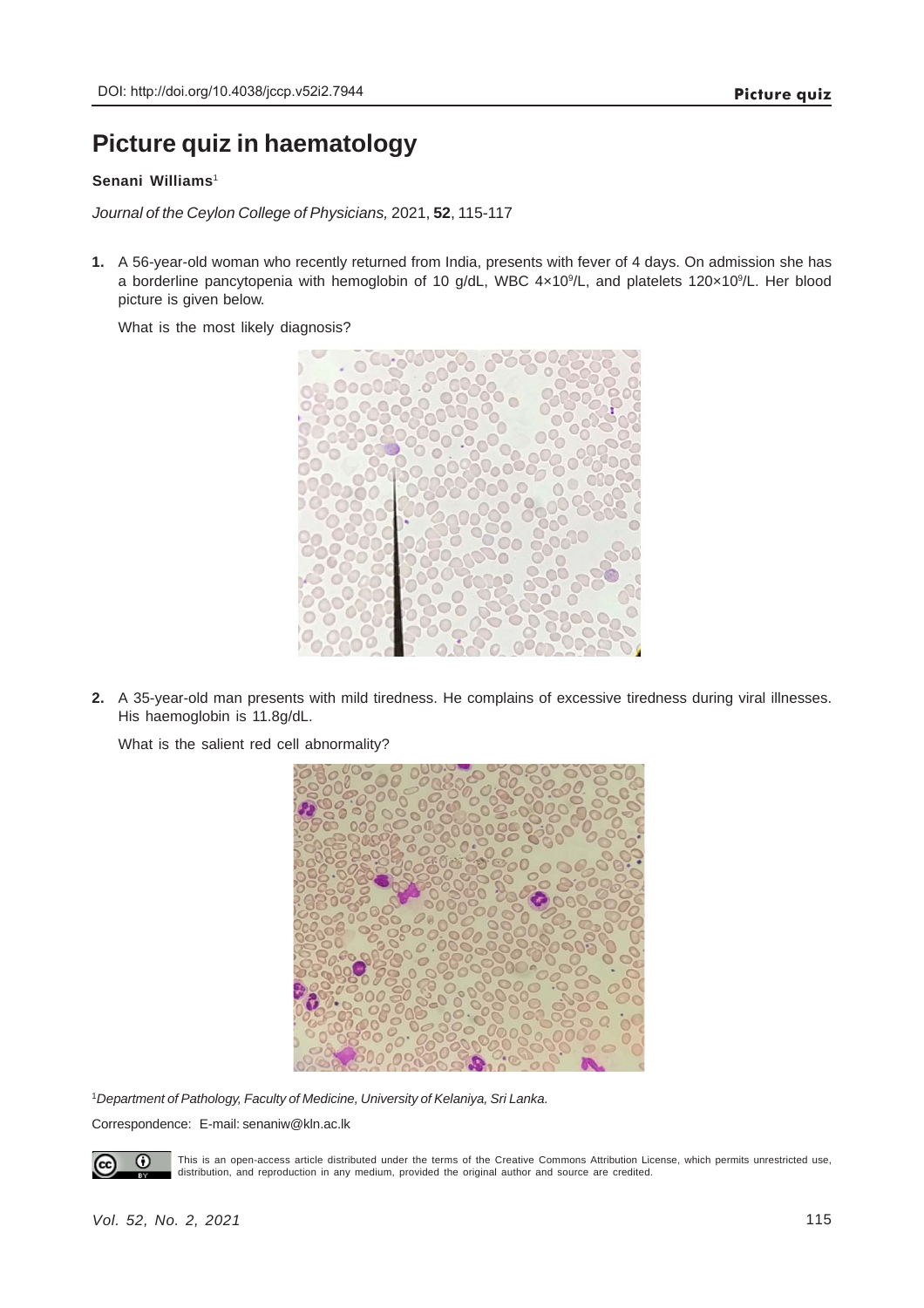DOI: http://doi.org/10.4038/jccp.v52i2.7944

# Picture quiz in haematology

**Senani Williams**[1]

*Journal of the Ceylon College of Physicians,* 2021, **52**, 115-117

1. A 56-year-old woman who recently returned from India, presents with fever of 4 days. On admission she has a borderline pancytopenia with hemoglobin of 10 g/dL, WBC $4\times10^9$/L, and platelets $120\times10^9$/L. Her blood picture is given below.

   What is the most likely diagnosis?

2. A 35-year-old man presents with mild tiredness. He complains of excessive tiredness during viral illnesses. His haemoglobin is 11.8g/dL.

   What is the salient red cell abnormality?

[1]*Department of Pathology, Faculty of Medicine, University of Kelaniya, Sri Lanka.*

Correspondence: E-mail: senaniw@kln.ac.lk

This is an open-access article distributed under the terms of the Creative Commons Attribution License, which permits unrestricted use, distribution, and reproduction in any medium, provided the original author and source are credited.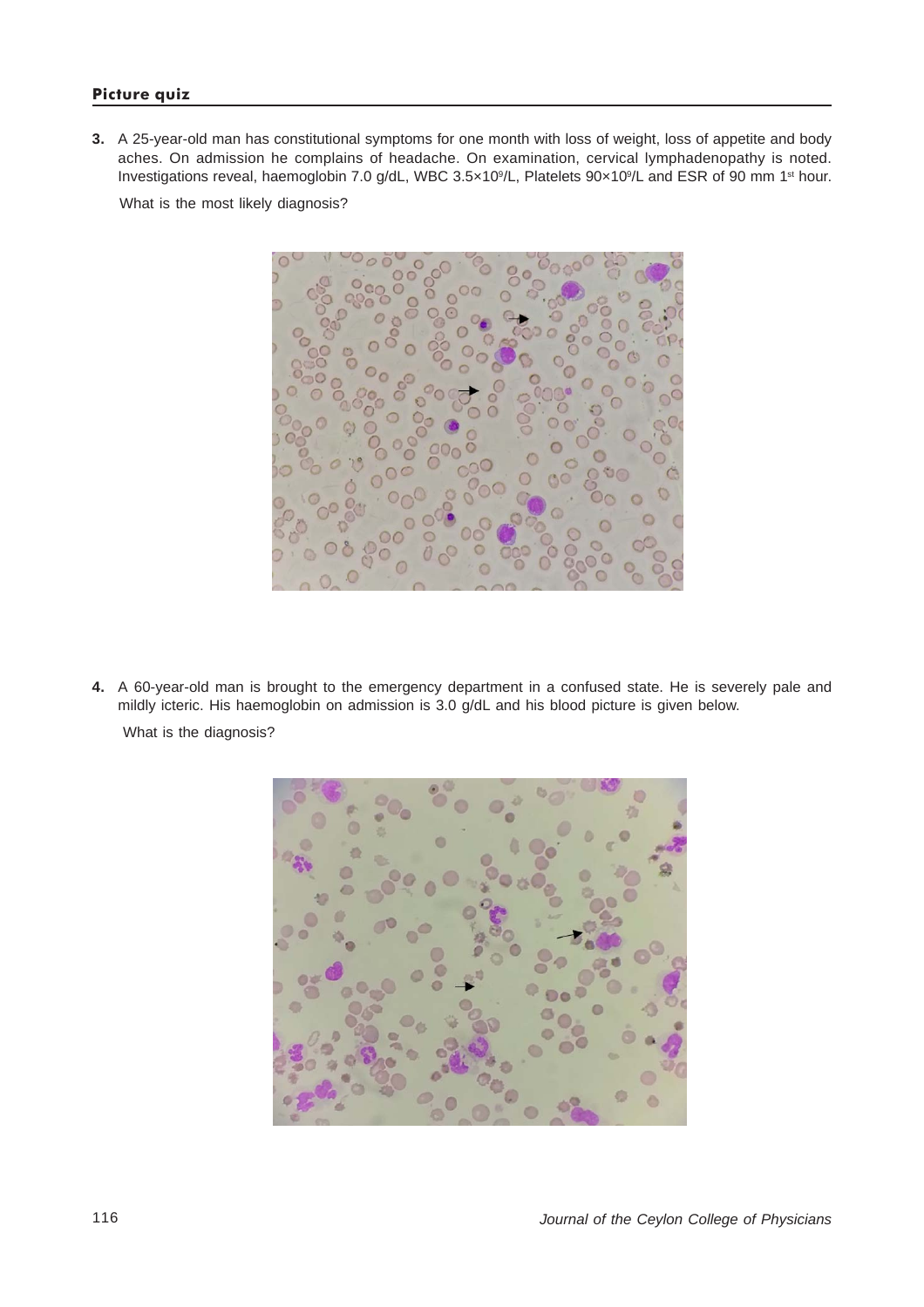**Picture quiz**

3. A 25-year-old man has constitutional symptoms for one month with loss of weight, loss of appetite and body aches. On admission he complains of headache. On examination, cervical lymphadenopathy is noted. Investigations reveal, haemoglobin 7.0 g/dL, WBC $3.5\times10^9$/L, Platelets $90\times10^9$/L and ESR of 90 mm 1st hour.

   What is the most likely diagnosis?

4. A 60-year-old man is brought to the emergency department in a confused state. He is severely pale and mildly icteric. His haemoglobin on admission is 3.0 g/dL and his blood picture is given below.

   What is the diagnosis?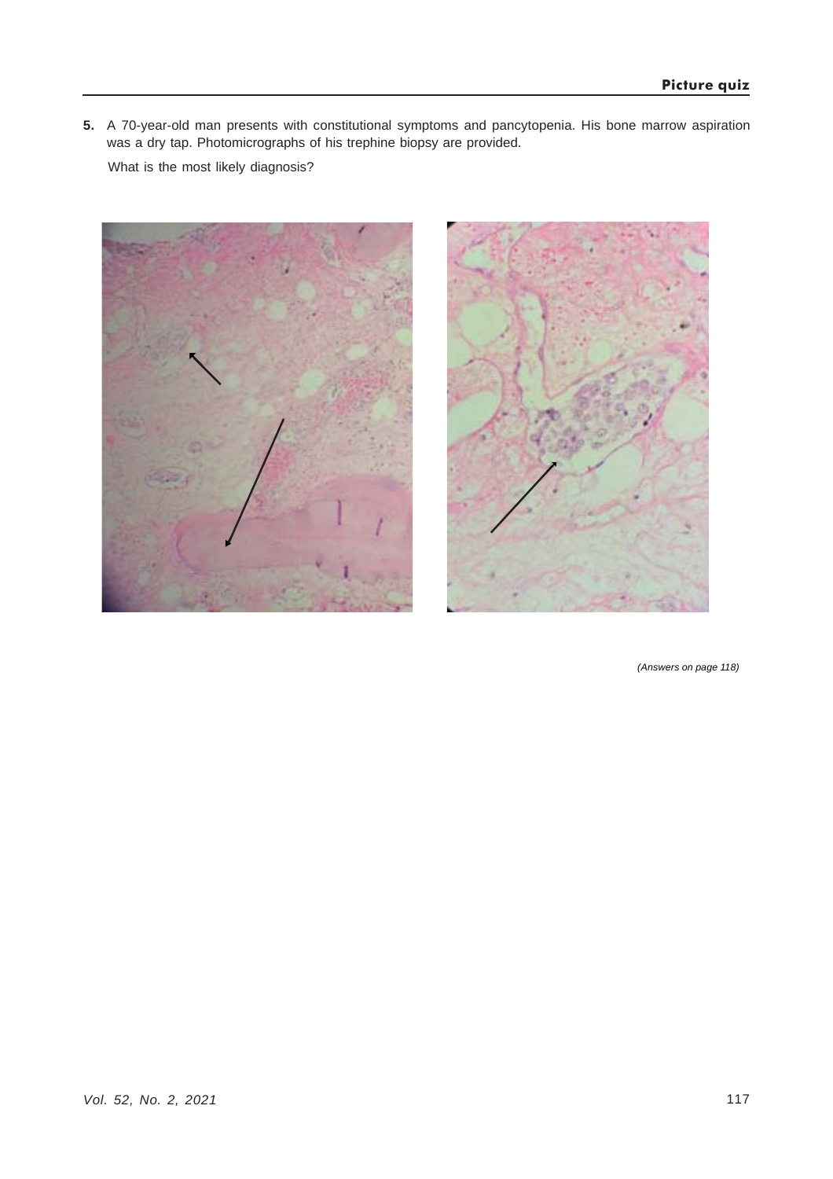5. A 70-year-old man presents with constitutional symptoms and pancytopenia. His bone marrow aspiration was a dry tap. Photomicrographs of his trephine biopsy are provided.

   What is the most likely diagnosis?

*(Answers on page 118)*